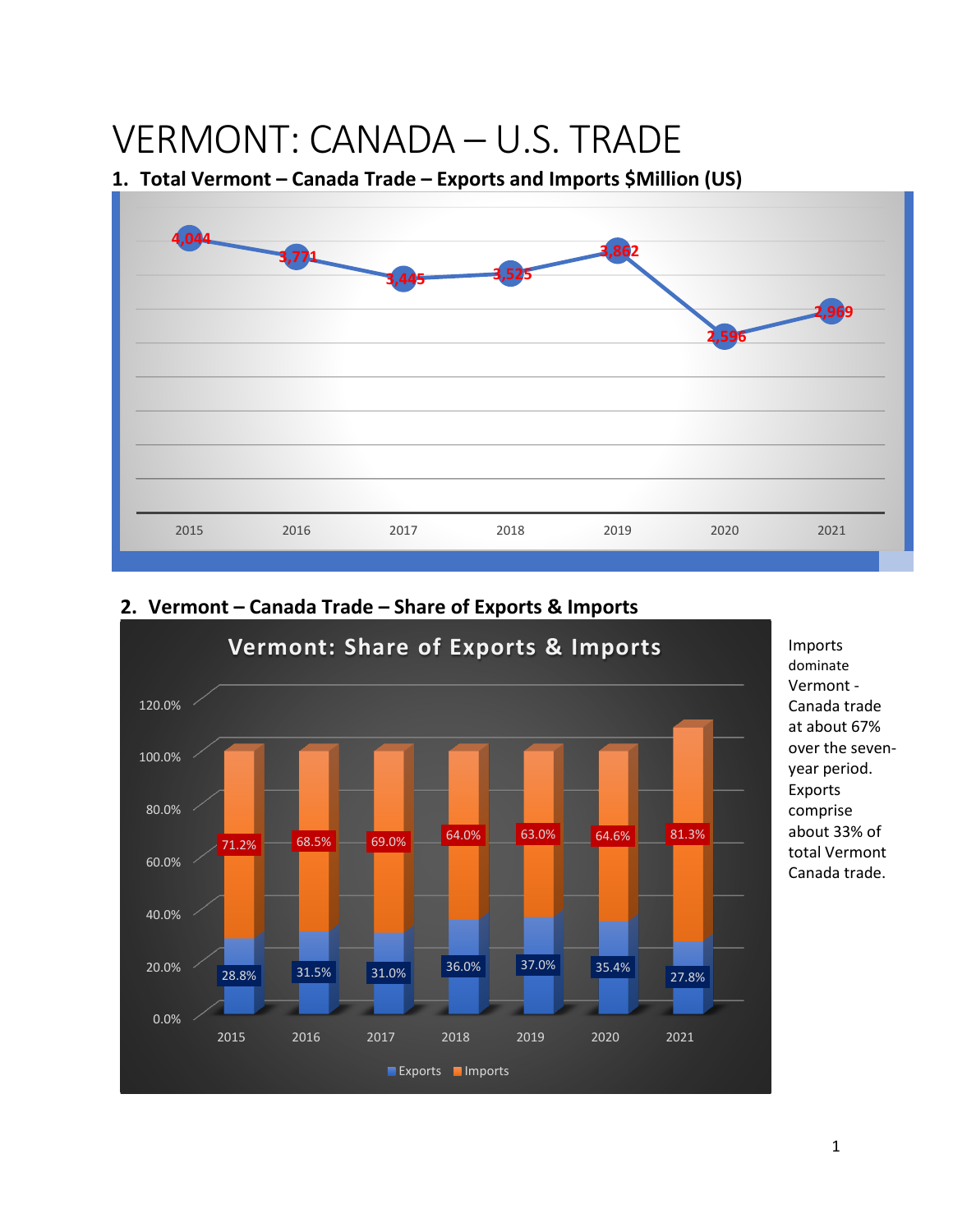# VERMONT: CANADA – U.S. TRADE

## 1. Total Vermont – Canada Trade – Exports and Imports $Million (US)

| 2015 | 2016 | 2017 | 2018 | 2019 | 2020 | 2021 |
|---|---|---|---|---|---|---|
| 4,044 | 3,771 | 3,445 | 3,525 | 3,862 | 2,596 | 2,969 |

## 2. Vermont – Canada Trade – Share of Exports & Imports

**Vermont: Share of Exports & Imports**

| | 2015 | 2016 | 2017 | 2018 | 2019 | 2020 | 2021 |
|---|---|---|---|---|---|---|---|
| Exports | 28.8% | 31.5% | 31.0% | 36.0% | 37.0% | 35.4% | 27.8% |
| Imports | 71.2% | 68.5% | 69.0% | 64.0% | 63.0% | 64.6% | 81.3% |

Imports dominate Vermont - Canada trade at about 67% over the seven-year period. Exports comprise about 33% of total Vermont Canada trade.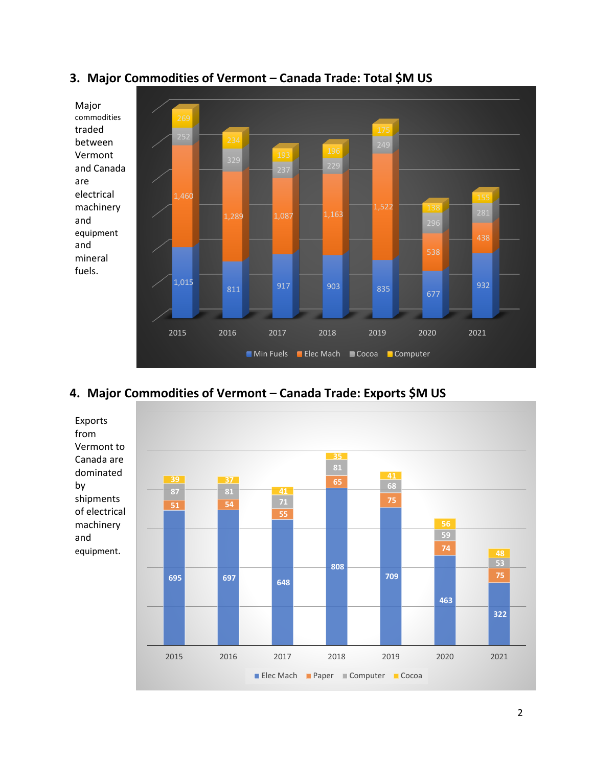## 3. Major Commodities of Vermont – Canada Trade: Total $M US

Major commodities traded between Vermont and Canada are electrical machinery and equipment and mineral fuels.

| Year | Min Fuels | Elec Mach | Cocoa | Computer |
|---|---|---|---|---|
| 2015 | 1,015 | 1,460 | 252 | 269 |
| 2016 | 811 | 1,289 | 329 | 234 |
| 2017 | 917 | 1,087 | 237 | 193 |
| 2018 | 903 | 1,163 | 229 | 196 |
| 2019 | 835 | 1,522 | 249 | 175 |
| 2020 | 677 | 538 | 296 | 138 |
| 2021 | 932 | 438 | 281 | 155 |

## 4. Major Commodities of Vermont – Canada Trade: Exports $M US

Exports from Vermont to Canada are dominated by shipments of electrical machinery and equipment.

| Year | Elec Mach | Paper | Computer | Cocoa |
|---|---|---|---|---|
| 2015 | 695 | 51 | 87 | 39 |
| 2016 | 697 | 54 | 81 | 37 |
| 2017 | 648 | 55 | 71 | 41 |
| 2018 | 808 | 65 | 81 | 35 |
| 2019 | 709 | 75 | 68 | 41 |
| 2020 | 463 | 74 | 59 | 56 |
| 2021 | 322 | 75 | 53 | 48 |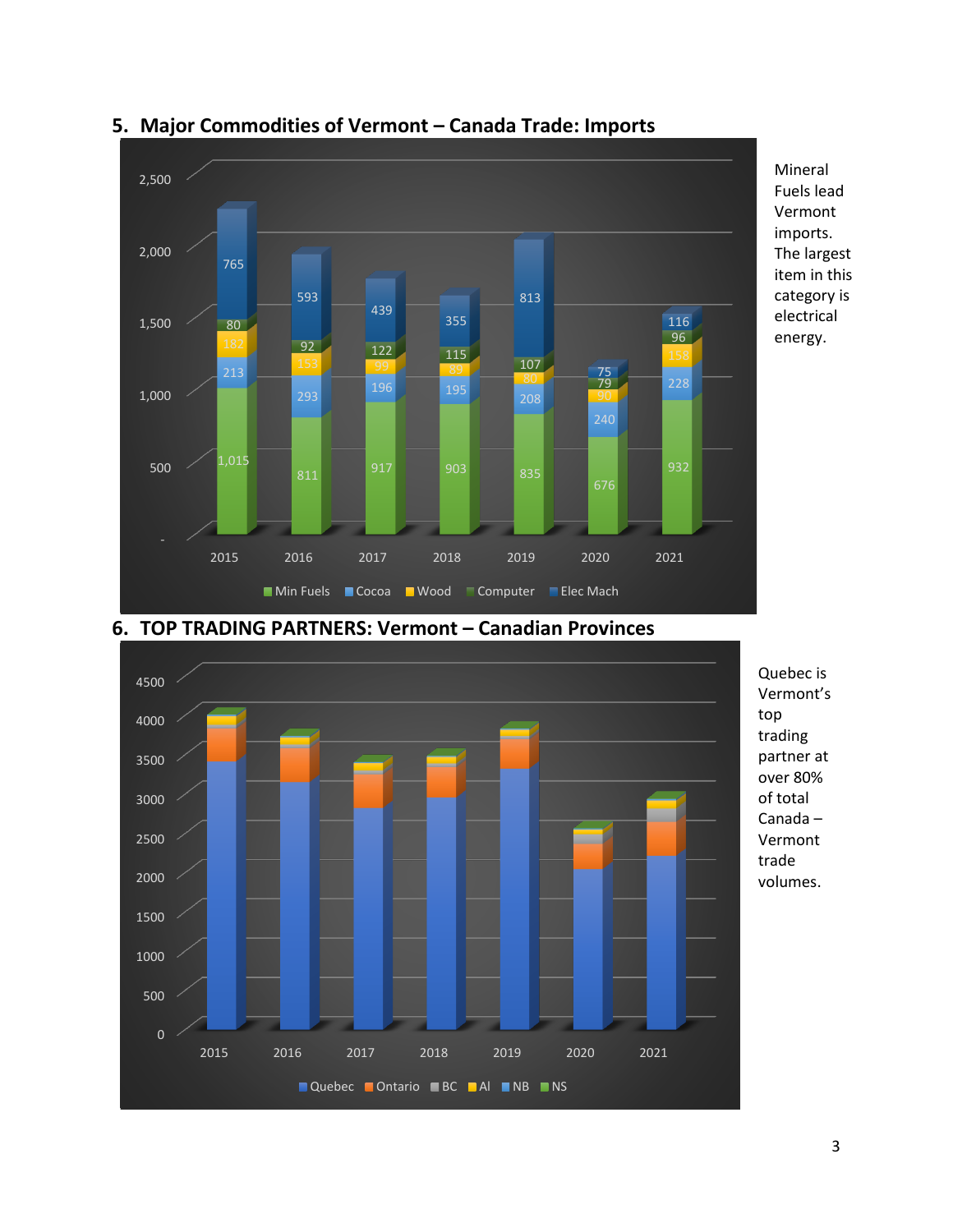## 5. Major Commodities of Vermont – Canada Trade: Imports

| Year | Min Fuels | Cocoa | Wood | Computer | Elec Mach |
| --- | --- | --- | --- | --- | --- |
| 2015 | 1,015 | 213 | 182 | 80 | 765 |
| 2016 | 811 | 293 | 153 | 92 | 593 |
| 2017 | 917 | 196 | 99 | 122 | 439 |
| 2018 | 903 | 195 | 89 | 115 | 355 |
| 2019 | 835 | 208 | 80 | 107 | 813 |
| 2020 | 676 | 240 | 90 | 79 | 75 |
| 2021 | 932 | 228 | 158 | 96 | 116 |

Mineral Fuels lead Vermont imports. The largest item in this category is electrical energy.

## 6. TOP TRADING PARTNERS: Vermont – Canadian Provinces

Legend: Quebec, Ontario, BC, Al, NB, NS (years 2015–2021)

Quebec is Vermont's top trading partner at over 80% of total Canada – Vermont trade volumes.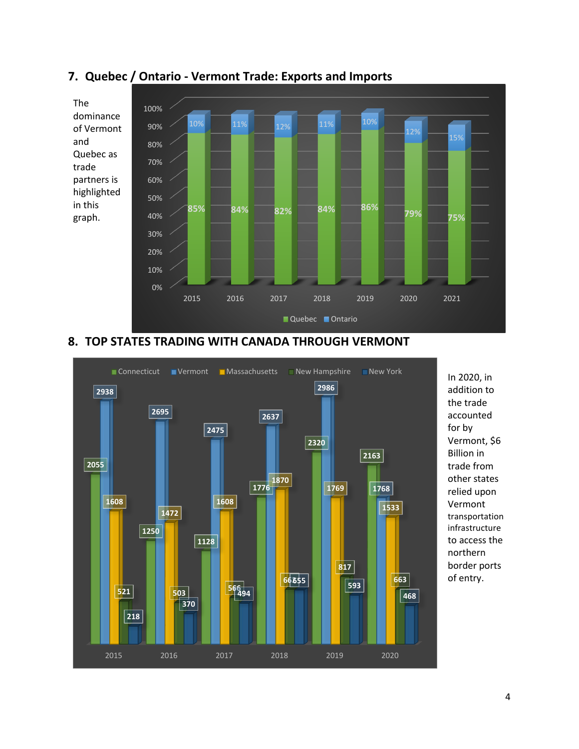## 7. Quebec / Ontario - Vermont Trade: Exports and Imports

The dominance of Vermont and Quebec as trade partners is highlighted in this graph.

| Year | Quebec | Ontario |
|---|---|---|
| 2015 | 85% | 10% |
| 2016 | 84% | 11% |
| 2017 | 82% | 12% |
| 2018 | 84% | 11% |
| 2019 | 86% | 10% |
| 2020 | 79% | 12% |
| 2021 | 75% | 15% |

## 8. TOP STATES TRADING WITH CANADA THROUGH VERMONT

| Year | Connecticut | Vermont | Massachusetts | New Hampshire | New York |
|---|---|---|---|---|---|
| 2015 | 2055 | 2938 | 1608 | 521 | 218 |
| 2016 | 1250 | 2695 | 1472 | 503 | 370 |
| 2017 | 1128 | 2475 | 1608 | 566 | 494 |
| 2018 | 1776 | 2637 | 1870 | 66 | 655 |
| 2019 | 2320 | 2986 | 1769 | 817 | 593 |
| 2020 | 2163 | 1768 | 1533 | 663 | 468 |

In 2020, in addition to the trade accounted for by Vermont, $6 Billion in trade from other states relied upon Vermont transportation infrastructure to access the northern border ports of entry.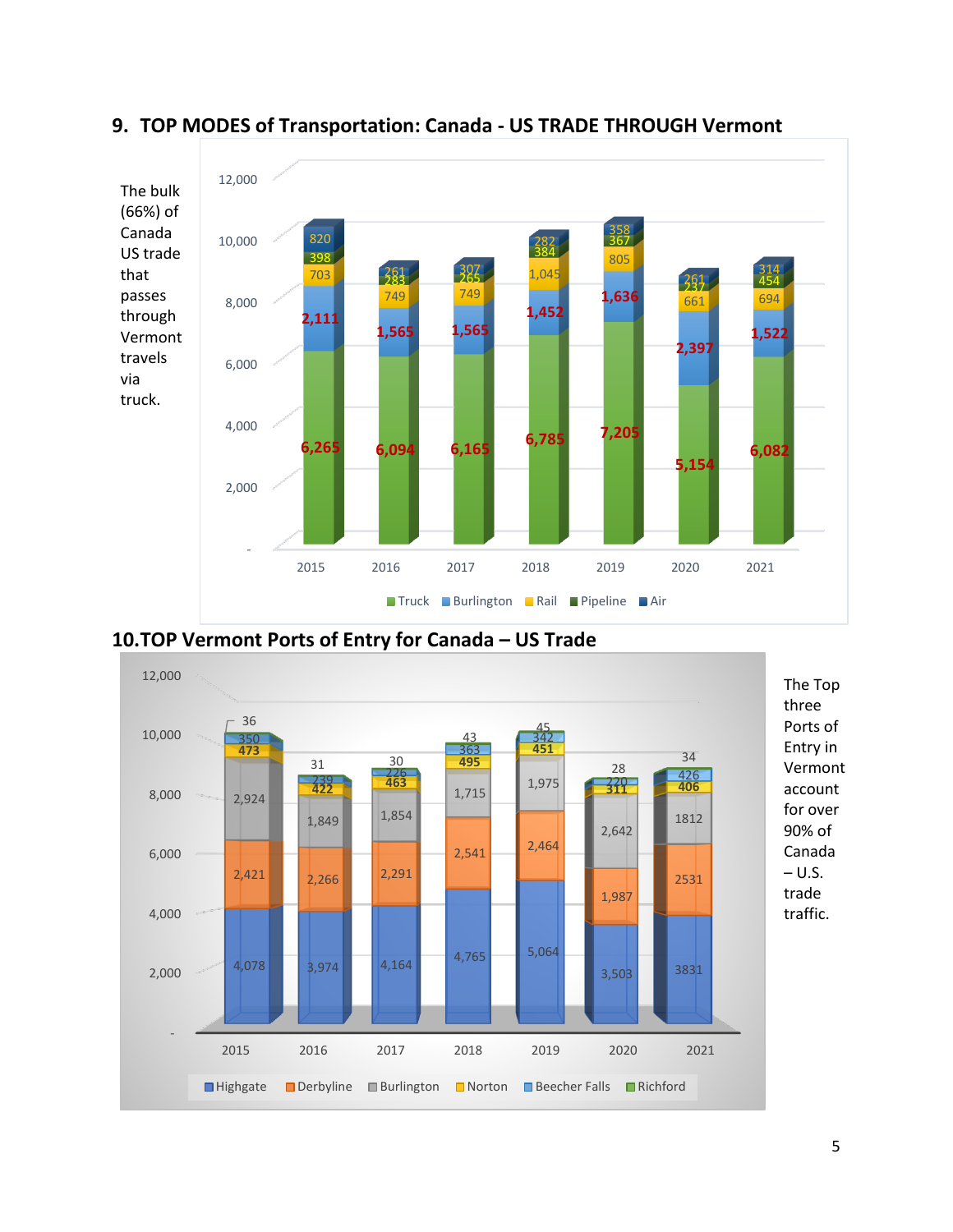## 9. TOP MODES of Transportation: Canada - US TRADE THROUGH Vermont

The bulk (66%) of Canada US trade that passes through Vermont travels via truck.

| Year | Truck | Burlington | Rail | Pipeline | Air |
|---|---|---|---|---|---|
| 2015 | 6,265 | 2,111 | 703 | 398 | 820 |
| 2016 | 6,094 | 1,565 | 749 | 283 | 261 |
| 2017 | 6,165 | 1,565 | 749 | 265 | 307 |
| 2018 | 6,785 | 1,452 | 1,045 | 384 | 282 |
| 2019 | 7,205 | 1,636 | 805 | 367 | 358 |
| 2020 | 5,154 | 2,397 | 661 | 237 | 261 |
| 2021 | 6,082 | 1,522 | 694 | 454 | 314 |

## 10. TOP Vermont Ports of Entry for Canada – US Trade

The Top three Ports of Entry in Vermont account for over 90% of Canada – U.S. trade traffic.

| Year | Highgate | Derbyline | Burlington | Norton | Beecher Falls | Richford |
|---|---|---|---|---|---|---|
| 2015 | 4,078 | 2,421 | 2,924 | 473 | 350 | 36 |
| 2016 | 3,974 | 2,266 | 1,849 | 422 | 239 | 31 |
| 2017 | 4,164 | 2,291 | 1,854 | 463 | 226 | 30 |
| 2018 | 4,765 | 2,541 | 1,715 | 495 | 363 | 43 |
| 2019 | 5,064 | 2,464 | 1,975 | 451 | 342 | 45 |
| 2020 | 3,503 | 1,987 | 2,642 | 311 | 220 | 28 |
| 2021 | 3831 | 2531 | 1812 | 406 | 426 | 34 |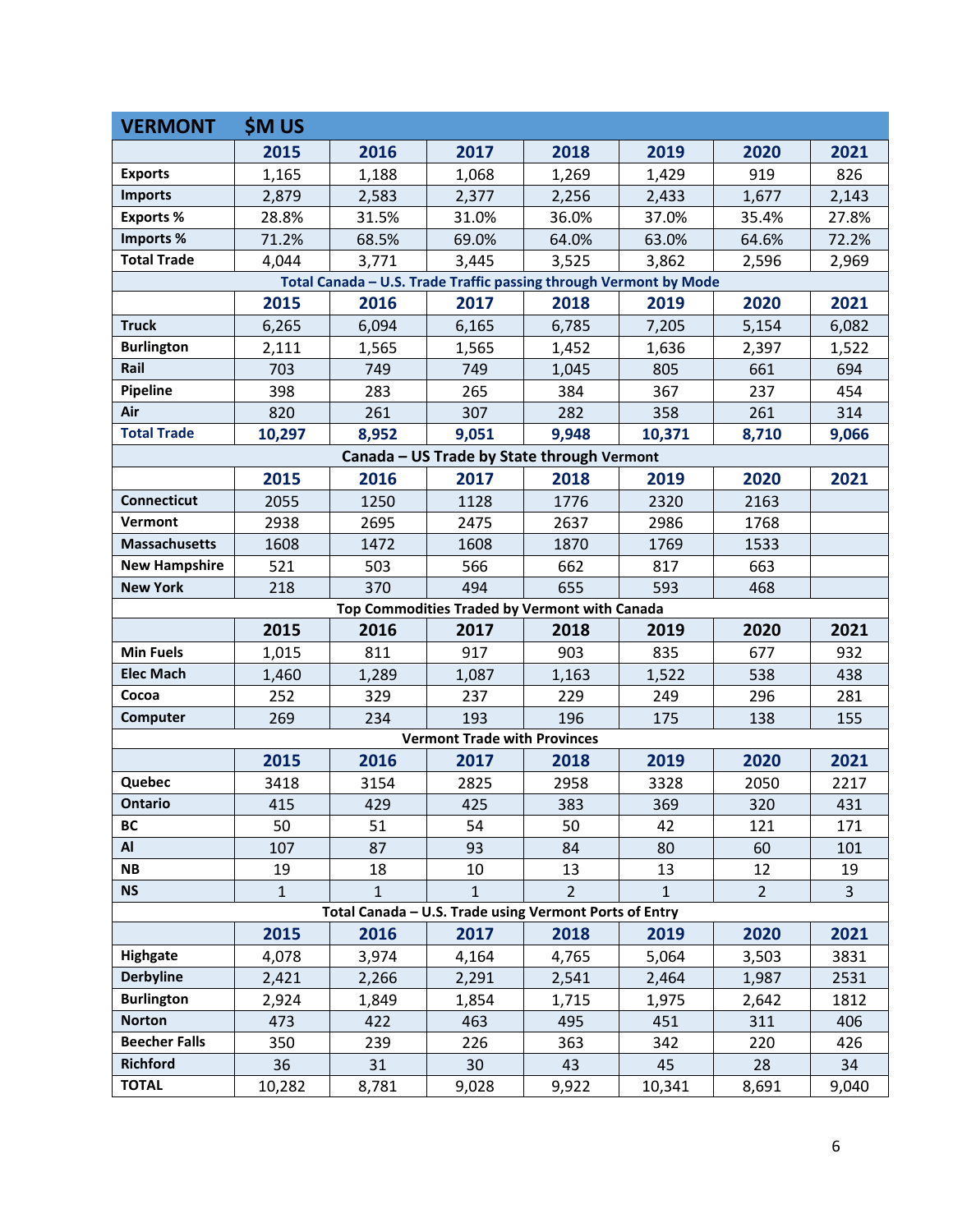| VERMONT | $M US | | | | | | |
|---|---|---|---|---|---|---|---|
| | 2015 | 2016 | 2017 | 2018 | 2019 | 2020 | 2021 |
| Exports | 1,165 | 1,188 | 1,068 | 1,269 | 1,429 | 919 | 826 |
| Imports | 2,879 | 2,583 | 2,377 | 2,256 | 2,433 | 1,677 | 2,143 |
| Exports % | 28.8% | 31.5% | 31.0% | 36.0% | 37.0% | 35.4% | 27.8% |
| Imports % | 71.2% | 68.5% | 69.0% | 64.0% | 63.0% | 64.6% | 72.2% |
| Total Trade | 4,044 | 3,771 | 3,445 | 3,525 | 3,862 | 2,596 | 2,969 |
| **Total Canada – U.S. Trade Traffic passing through Vermont by Mode** | | | | | | | |
| | 2015 | 2016 | 2017 | 2018 | 2019 | 2020 | 2021 |
| Truck | 6,265 | 6,094 | 6,165 | 6,785 | 7,205 | 5,154 | 6,082 |
| Burlington | 2,111 | 1,565 | 1,565 | 1,452 | 1,636 | 2,397 | 1,522 |
| Rail | 703 | 749 | 749 | 1,045 | 805 | 661 | 694 |
| Pipeline | 398 | 283 | 265 | 384 | 367 | 237 | 454 |
| Air | 820 | 261 | 307 | 282 | 358 | 261 | 314 |
| **Total Trade** | **10,297** | **8,952** | **9,051** | **9,948** | **10,371** | **8,710** | **9,066** |
| **Canada – US Trade by State through Vermont** | | | | | | | |
| | 2015 | 2016 | 2017 | 2018 | 2019 | 2020 | 2021 |
| Connecticut | 2055 | 1250 | 1128 | 1776 | 2320 | 2163 | |
| Vermont | 2938 | 2695 | 2475 | 2637 | 2986 | 1768 | |
| Massachusetts | 1608 | 1472 | 1608 | 1870 | 1769 | 1533 | |
| New Hampshire | 521 | 503 | 566 | 662 | 817 | 663 | |
| New York | 218 | 370 | 494 | 655 | 593 | 468 | |
| **Top Commodities Traded by Vermont with Canada** | | | | | | | |
| | 2015 | 2016 | 2017 | 2018 | 2019 | 2020 | 2021 |
| Min Fuels | 1,015 | 811 | 917 | 903 | 835 | 677 | 932 |
| Elec Mach | 1,460 | 1,289 | 1,087 | 1,163 | 1,522 | 538 | 438 |
| Cocoa | 252 | 329 | 237 | 229 | 249 | 296 | 281 |
| Computer | 269 | 234 | 193 | 196 | 175 | 138 | 155 |
| **Vermont Trade with Provinces** | | | | | | | |
| | 2015 | 2016 | 2017 | 2018 | 2019 | 2020 | 2021 |
| Quebec | 3418 | 3154 | 2825 | 2958 | 3328 | 2050 | 2217 |
| Ontario | 415 | 429 | 425 | 383 | 369 | 320 | 431 |
| BC | 50 | 51 | 54 | 50 | 42 | 121 | 171 |
| Al | 107 | 87 | 93 | 84 | 80 | 60 | 101 |
| NB | 19 | 18 | 10 | 13 | 13 | 12 | 19 |
| NS | 1 | 1 | 1 | 2 | 1 | 2 | 3 |
| **Total Canada – U.S. Trade using Vermont Ports of Entry** | | | | | | | |
| | 2015 | 2016 | 2017 | 2018 | 2019 | 2020 | 2021 |
| Highgate | 4,078 | 3,974 | 4,164 | 4,765 | 5,064 | 3,503 | 3831 |
| Derbyline | 2,421 | 2,266 | 2,291 | 2,541 | 2,464 | 1,987 | 2531 |
| Burlington | 2,924 | 1,849 | 1,854 | 1,715 | 1,975 | 2,642 | 1812 |
| Norton | 473 | 422 | 463 | 495 | 451 | 311 | 406 |
| Beecher Falls | 350 | 239 | 226 | 363 | 342 | 220 | 426 |
| Richford | 36 | 31 | 30 | 43 | 45 | 28 | 34 |
| TOTAL | 10,282 | 8,781 | 9,028 | 9,922 | 10,341 | 8,691 | 9,040 |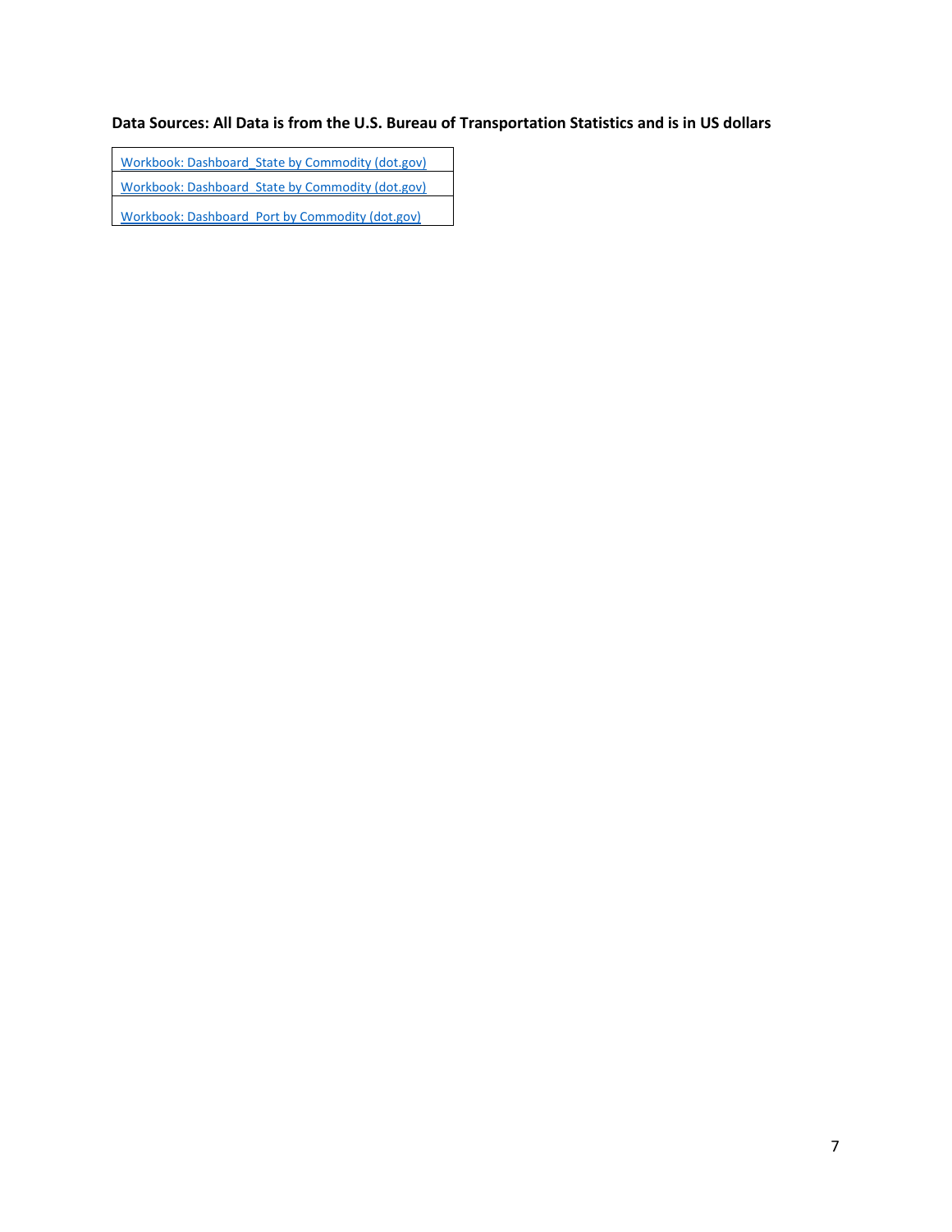**Data Sources: All Data is from the U.S. Bureau of Transportation Statistics and is in US dollars**

| |
|---|
| Workbook: Dashboard_State by Commodity (dot.gov) |
| Workbook: Dashboard_State by Commodity (dot.gov) |
| Workbook: Dashboard_Port by Commodity (dot.gov) |